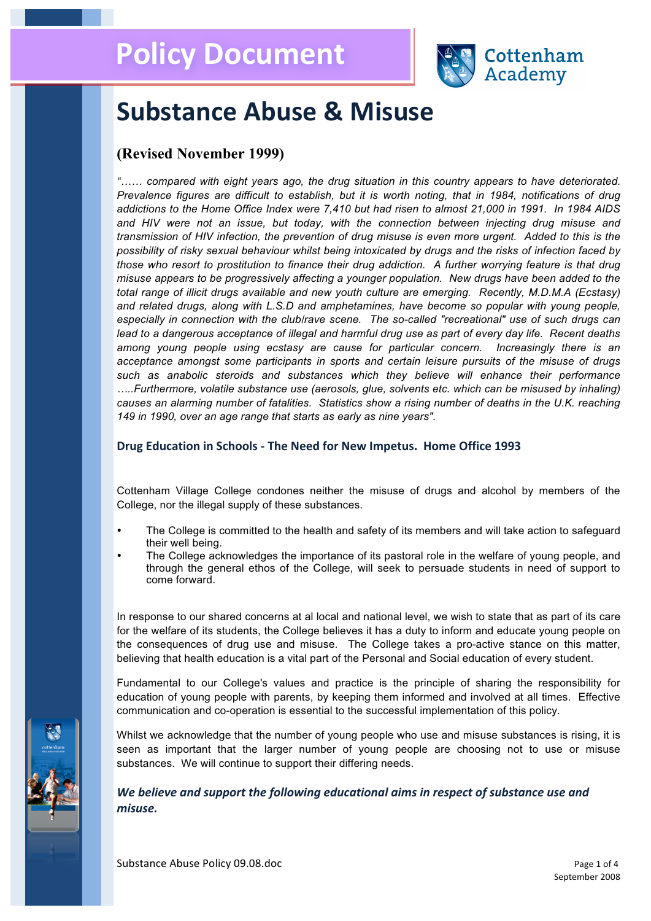# Policy Document

Cottenham Academy

# Substance Abuse & Misuse

## (Revised November 1999)

*"…… compared with eight years ago, the drug situation in this country appears to have deteriorated. Prevalence figures are difficult to establish, but it is worth noting, that in 1984, notifications of drug addictions to the Home Office Index were 7,410 but had risen to almost 21,000 in 1991. In 1984 AIDS and HIV were not an issue, but today, with the connection between injecting drug misuse and transmission of HIV infection, the prevention of drug misuse is even more urgent. Added to this is the possibility of risky sexual behaviour whilst being intoxicated by drugs and the risks of infection faced by those who resort to prostitution to finance their drug addiction. A further worrying feature is that drug misuse appears to be progressively affecting a younger population. New drugs have been added to the total range of illicit drugs available and new youth culture are emerging. Recently, M.D.M.A (Ecstasy) and related drugs, along with L.S.D and amphetamines, have become so popular with young people, especially in connection with the club/rave scene. The so-called "recreational" use of such drugs can lead to a dangerous acceptance of illegal and harmful drug use as part of every day life. Recent deaths among young people using ecstasy are cause for particular concern. Increasingly there is an acceptance amongst some participants in sports and certain leisure pursuits of the misuse of drugs such as anabolic steroids and substances which they believe will enhance their performance …..Furthermore, volatile substance use (aerosols, glue, solvents etc. which can be misused by inhaling) causes an alarming number of fatalities. Statistics show a rising number of deaths in the U.K. reaching 149 in 1990, over an age range that starts as early as nine years".*

**Drug Education in Schools - The Need for New Impetus. Home Office 1993**

Cottenham Village College condones neither the misuse of drugs and alcohol by members of the College, nor the illegal supply of these substances.

- The College is committed to the health and safety of its members and will take action to safeguard their well being.
- The College acknowledges the importance of its pastoral role in the welfare of young people, and through the general ethos of the College, will seek to persuade students in need of support to come forward.

In response to our shared concerns at al local and national level, we wish to state that as part of its care for the welfare of its students, the College believes it has a duty to inform and educate young people on the consequences of drug use and misuse. The College takes a pro-active stance on this matter, believing that health education is a vital part of the Personal and Social education of every student.

Fundamental to our College's values and practice is the principle of sharing the responsibility for education of young people with parents, by keeping them informed and involved at all times. Effective communication and co-operation is essential to the successful implementation of this policy.

Whilst we acknowledge that the number of young people who use and misuse substances is rising, it is seen as important that the larger number of young people are choosing not to use or misuse substances. We will continue to support their differing needs.

***We believe and support the following educational aims in respect of substance use and misuse.***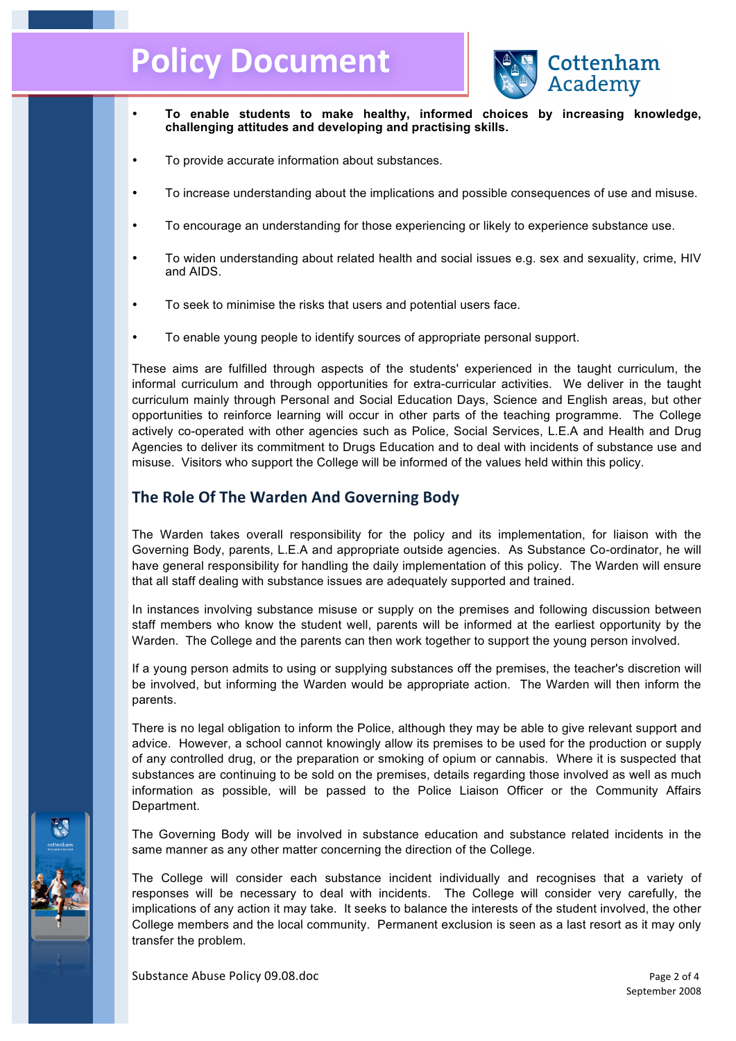- **To enable students to make healthy, informed choices by increasing knowledge, challenging attitudes and developing and practising skills.**

- To provide accurate information about substances.

- To increase understanding about the implications and possible consequences of use and misuse.

- To encourage an understanding for those experiencing or likely to experience substance use.

- To widen understanding about related health and social issues e.g. sex and sexuality, crime, HIV and AIDS.

- To seek to minimise the risks that users and potential users face.

- To enable young people to identify sources of appropriate personal support.

These aims are fulfilled through aspects of the students' experienced in the taught curriculum, the informal curriculum and through opportunities for extra-curricular activities. We deliver in the taught curriculum mainly through Personal and Social Education Days, Science and English areas, but other opportunities to reinforce learning will occur in other parts of the teaching programme. The College actively co-operated with other agencies such as Police, Social Services, L.E.A and Health and Drug Agencies to deliver its commitment to Drugs Education and to deal with incidents of substance use and misuse. Visitors who support the College will be informed of the values held within this policy.

## The Role Of The Warden And Governing Body

The Warden takes overall responsibility for the policy and its implementation, for liaison with the Governing Body, parents, L.E.A and appropriate outside agencies. As Substance Co-ordinator, he will have general responsibility for handling the daily implementation of this policy. The Warden will ensure that all staff dealing with substance issues are adequately supported and trained.

In instances involving substance misuse or supply on the premises and following discussion between staff members who know the student well, parents will be informed at the earliest opportunity by the Warden. The College and the parents can then work together to support the young person involved.

If a young person admits to using or supplying substances off the premises, the teacher's discretion will be involved, but informing the Warden would be appropriate action. The Warden will then inform the parents.

There is no legal obligation to inform the Police, although they may be able to give relevant support and advice. However, a school cannot knowingly allow its premises to be used for the production or supply of any controlled drug, or the preparation or smoking of opium or cannabis. Where it is suspected that substances are continuing to be sold on the premises, details regarding those involved as well as much information as possible, will be passed to the Police Liaison Officer or the Community Affairs Department.

The Governing Body will be involved in substance education and substance related incidents in the same manner as any other matter concerning the direction of the College.

The College will consider each substance incident individually and recognises that a variety of responses will be necessary to deal with incidents. The College will consider very carefully, the implications of any action it may take. It seeks to balance the interests of the student involved, the other College members and the local community. Permanent exclusion is seen as a last resort as it may only transfer the problem.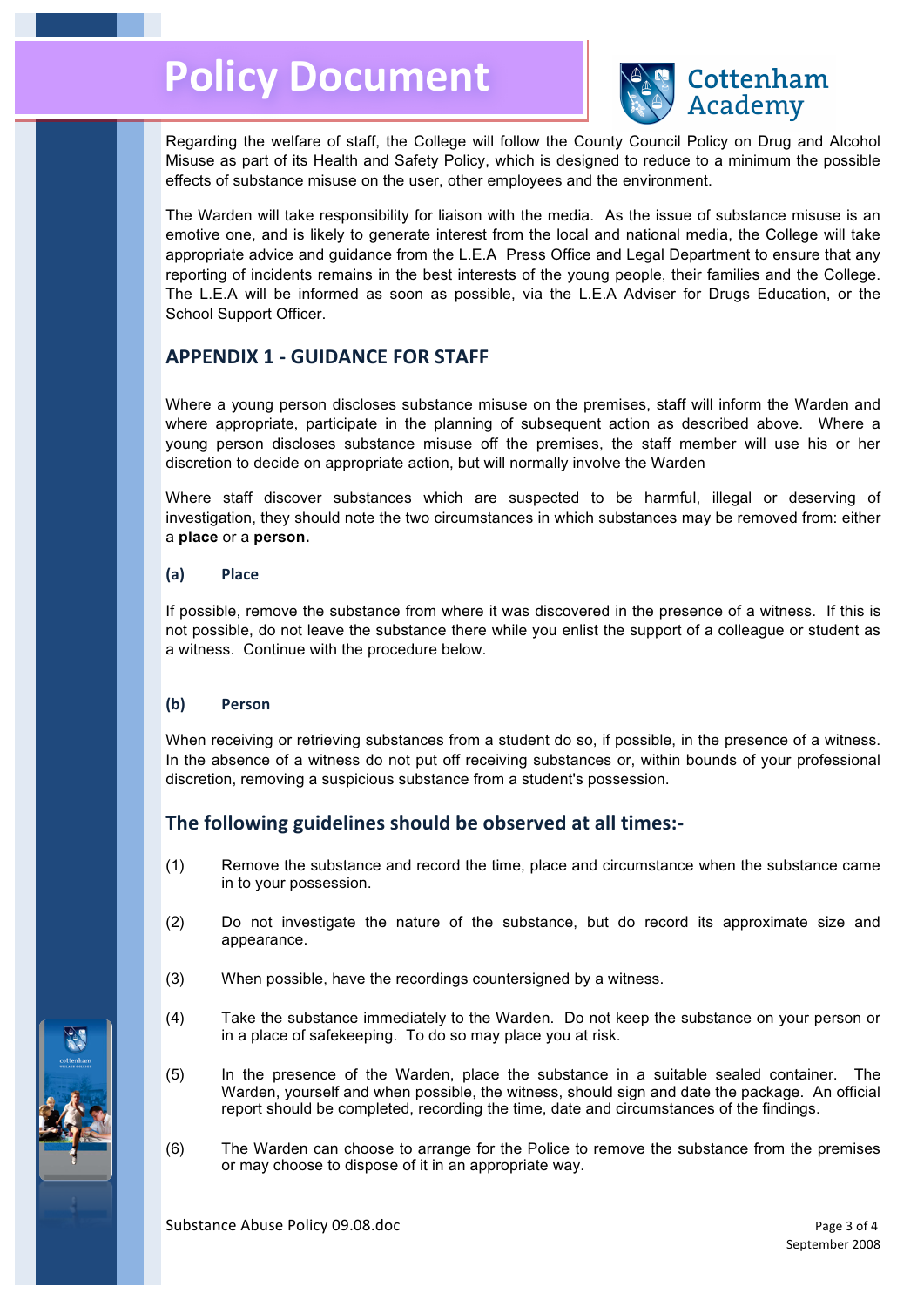Regarding the welfare of staff, the College will follow the County Council Policy on Drug and Alcohol Misuse as part of its Health and Safety Policy, which is designed to reduce to a minimum the possible effects of substance misuse on the user, other employees and the environment.

The Warden will take responsibility for liaison with the media. As the issue of substance misuse is an emotive one, and is likely to generate interest from the local and national media, the College will take appropriate advice and guidance from the L.E.A Press Office and Legal Department to ensure that any reporting of incidents remains in the best interests of the young people, their families and the College. The L.E.A will be informed as soon as possible, via the L.E.A Adviser for Drugs Education, or the School Support Officer.

## APPENDIX 1 - GUIDANCE FOR STAFF

Where a young person discloses substance misuse on the premises, staff will inform the Warden and where appropriate, participate in the planning of subsequent action as described above. Where a young person discloses substance misuse off the premises, the staff member will use his or her discretion to decide on appropriate action, but will normally involve the Warden

Where staff discover substances which are suspected to be harmful, illegal or deserving of investigation, they should note the two circumstances in which substances may be removed from: either a **place** or a **person.**

### (a) Place

If possible, remove the substance from where it was discovered in the presence of a witness. If this is not possible, do not leave the substance there while you enlist the support of a colleague or student as a witness. Continue with the procedure below.

### (b) Person

When receiving or retrieving substances from a student do so, if possible, in the presence of a witness. In the absence of a witness do not put off receiving substances or, within bounds of your professional discretion, removing a suspicious substance from a student's possession.

## The following guidelines should be observed at all times:-

(1) Remove the substance and record the time, place and circumstance when the substance came in to your possession.

(2) Do not investigate the nature of the substance, but do record its approximate size and appearance.

(3) When possible, have the recordings countersigned by a witness.

(4) Take the substance immediately to the Warden. Do not keep the substance on your person or in a place of safekeeping. To do so may place you at risk.

(5) In the presence of the Warden, place the substance in a suitable sealed container. The Warden, yourself and when possible, the witness, should sign and date the package. An official report should be completed, recording the time, date and circumstances of the findings.

(6) The Warden can choose to arrange for the Police to remove the substance from the premises or may choose to dispose of it in an appropriate way.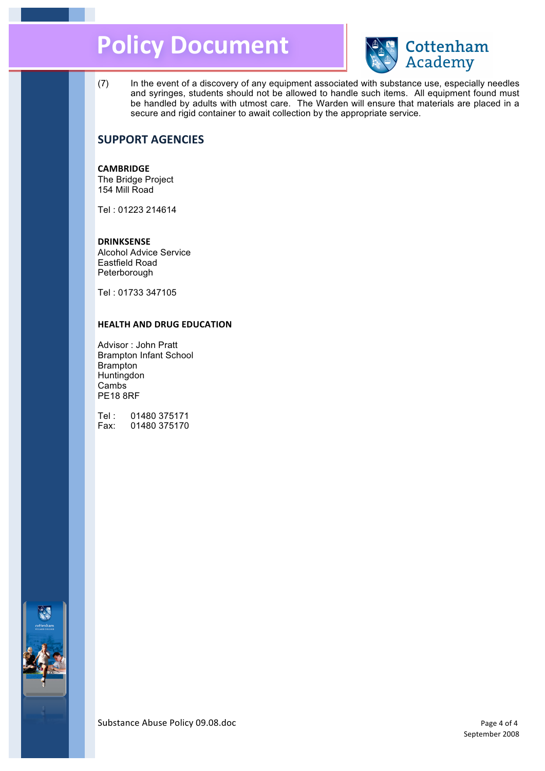(7) In the event of a discovery of any equipment associated with substance use, especially needles and syringes, students should not be allowed to handle such items. All equipment found must be handled by adults with utmost care. The Warden will ensure that materials are placed in a secure and rigid container to await collection by the appropriate service.

## SUPPORT AGENCIES

**CAMBRIDGE**
The Bridge Project
154 Mill Road

Tel : 01223 214614

**DRINKSENSE**
Alcohol Advice Service
Eastfield Road
Peterborough

Tel : 01733 347105

**HEALTH AND DRUG EDUCATION**

Advisor : John Pratt
Brampton Infant School
Brampton
Huntingdon
Cambs
PE18 8RF

Tel : 01480 375171
Fax: 01480 375170